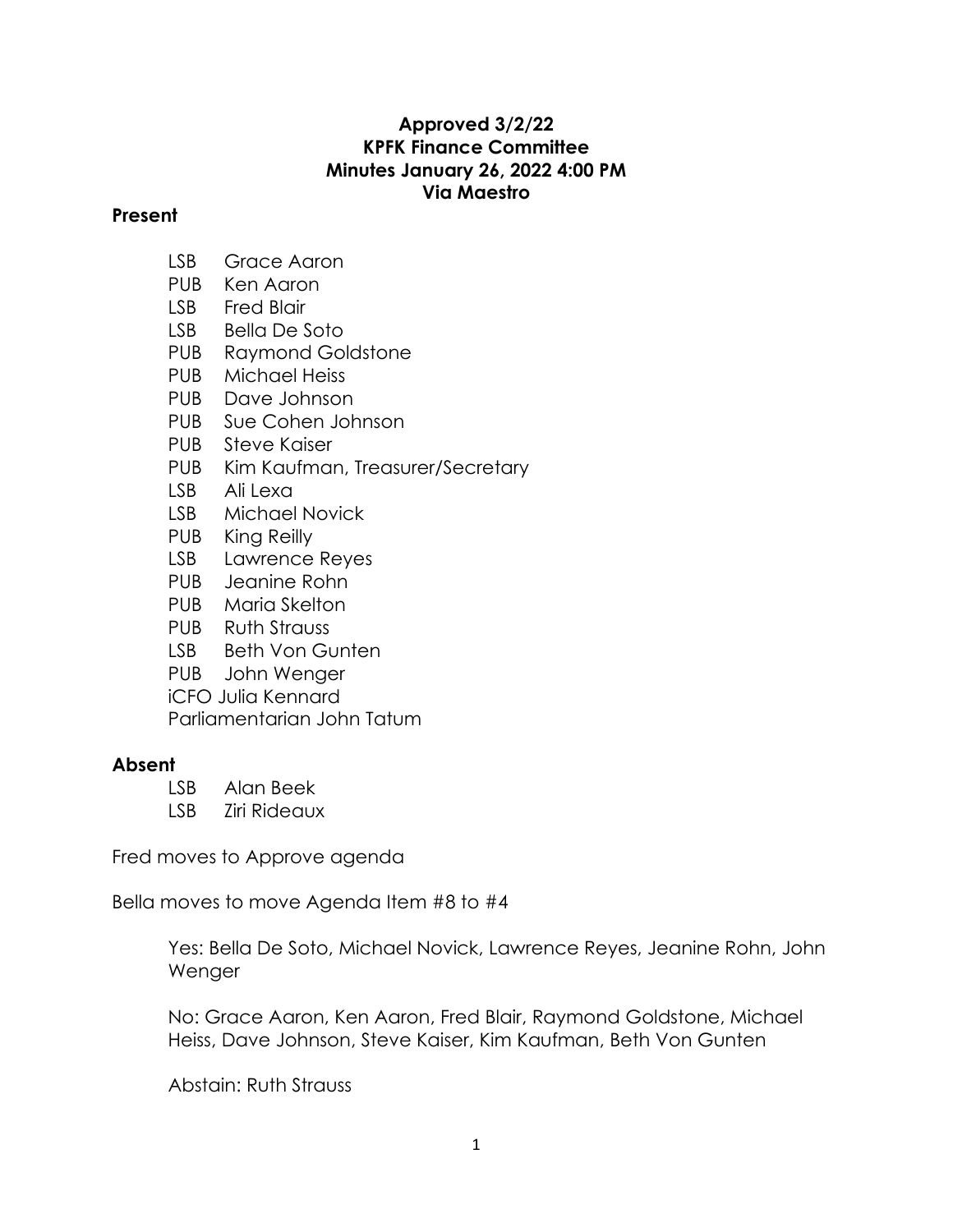**Approved 3/2/22**
**KPFK Finance Committee**
**Minutes January 26, 2022 4:00 PM**
**Via Maestro**

## Present

- LSB Grace Aaron
- PUB Ken Aaron
- LSB Fred Blair
- LSB Bella De Soto
- PUB Raymond Goldstone
- PUB Michael Heiss
- PUB Dave Johnson
- PUB Sue Cohen Johnson
- PUB Steve Kaiser
- PUB Kim Kaufman, Treasurer/Secretary
- LSB Ali Lexa
- LSB Michael Novick
- PUB King Reilly
- LSB Lawrence Reyes
- PUB Jeanine Rohn
- PUB Maria Skelton
- PUB Ruth Strauss
- LSB Beth Von Gunten
- PUB John Wenger
- iCFO Julia Kennard
- Parliamentarian John Tatum

## Absent

- LSB Alan Beek
- LSB Ziri Rideaux

Fred moves to Approve agenda

Bella moves to move Agenda Item #8 to #4

Yes: Bella De Soto, Michael Novick, Lawrence Reyes, Jeanine Rohn, John Wenger

No: Grace Aaron, Ken Aaron, Fred Blair, Raymond Goldstone, Michael Heiss, Dave Johnson, Steve Kaiser, Kim Kaufman, Beth Von Gunten

Abstain: Ruth Strauss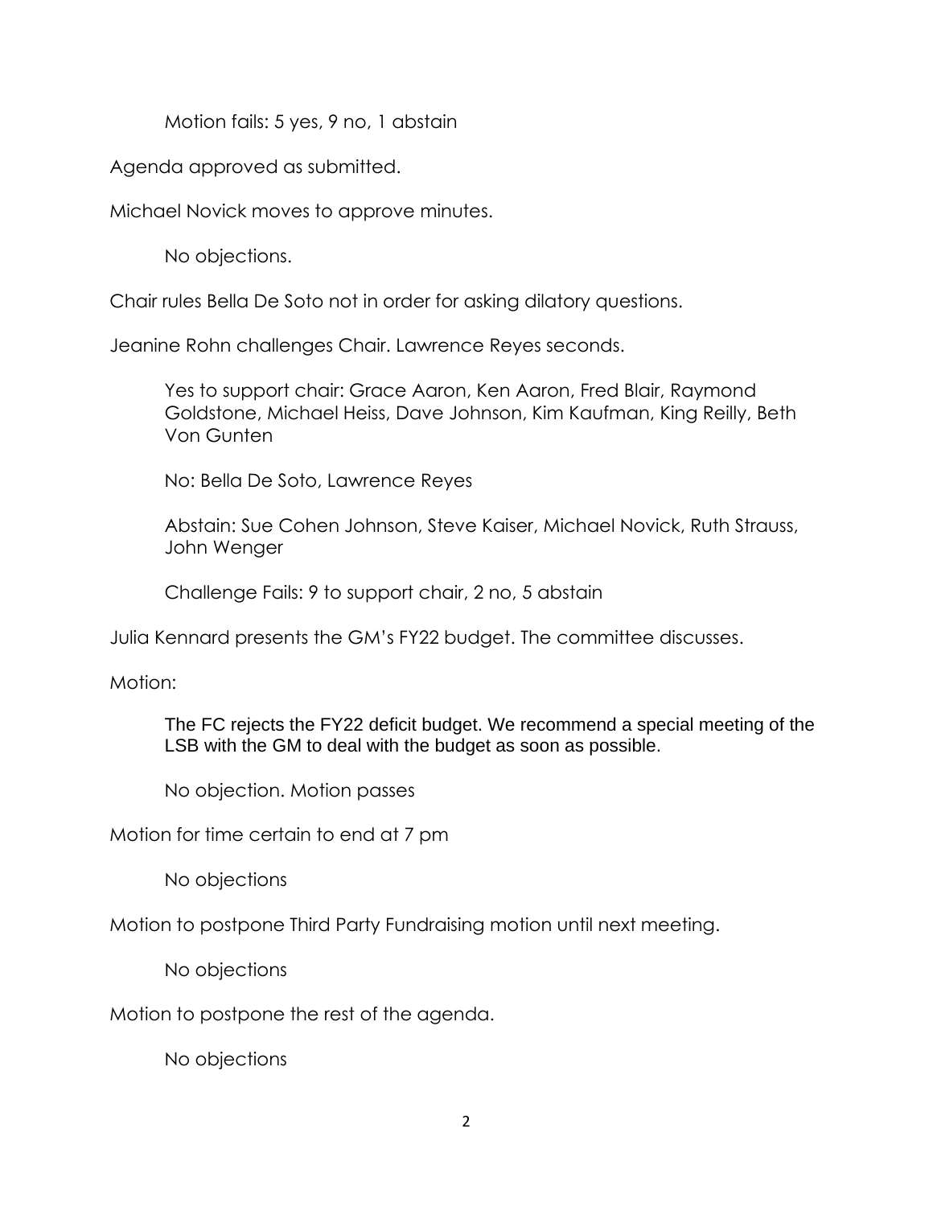Motion fails: 5 yes, 9 no, 1 abstain

Agenda approved as submitted.

Michael Novick moves to approve minutes.

No objections.

Chair rules Bella De Soto not in order for asking dilatory questions.

Jeanine Rohn challenges Chair. Lawrence Reyes seconds.

Yes to support chair: Grace Aaron, Ken Aaron, Fred Blair, Raymond Goldstone, Michael Heiss, Dave Johnson, Kim Kaufman, King Reilly, Beth Von Gunten

No: Bella De Soto, Lawrence Reyes

Abstain: Sue Cohen Johnson, Steve Kaiser, Michael Novick, Ruth Strauss, John Wenger

Challenge Fails: 9 to support chair, 2 no, 5 abstain

Julia Kennard presents the GM's FY22 budget. The committee discusses.

Motion:

The FC rejects the FY22 deficit budget. We recommend a special meeting of the LSB with the GM to deal with the budget as soon as possible.

No objection. Motion passes

Motion for time certain to end at 7 pm

No objections

Motion to postpone Third Party Fundraising motion until next meeting.

No objections

Motion to postpone the rest of the agenda.

No objections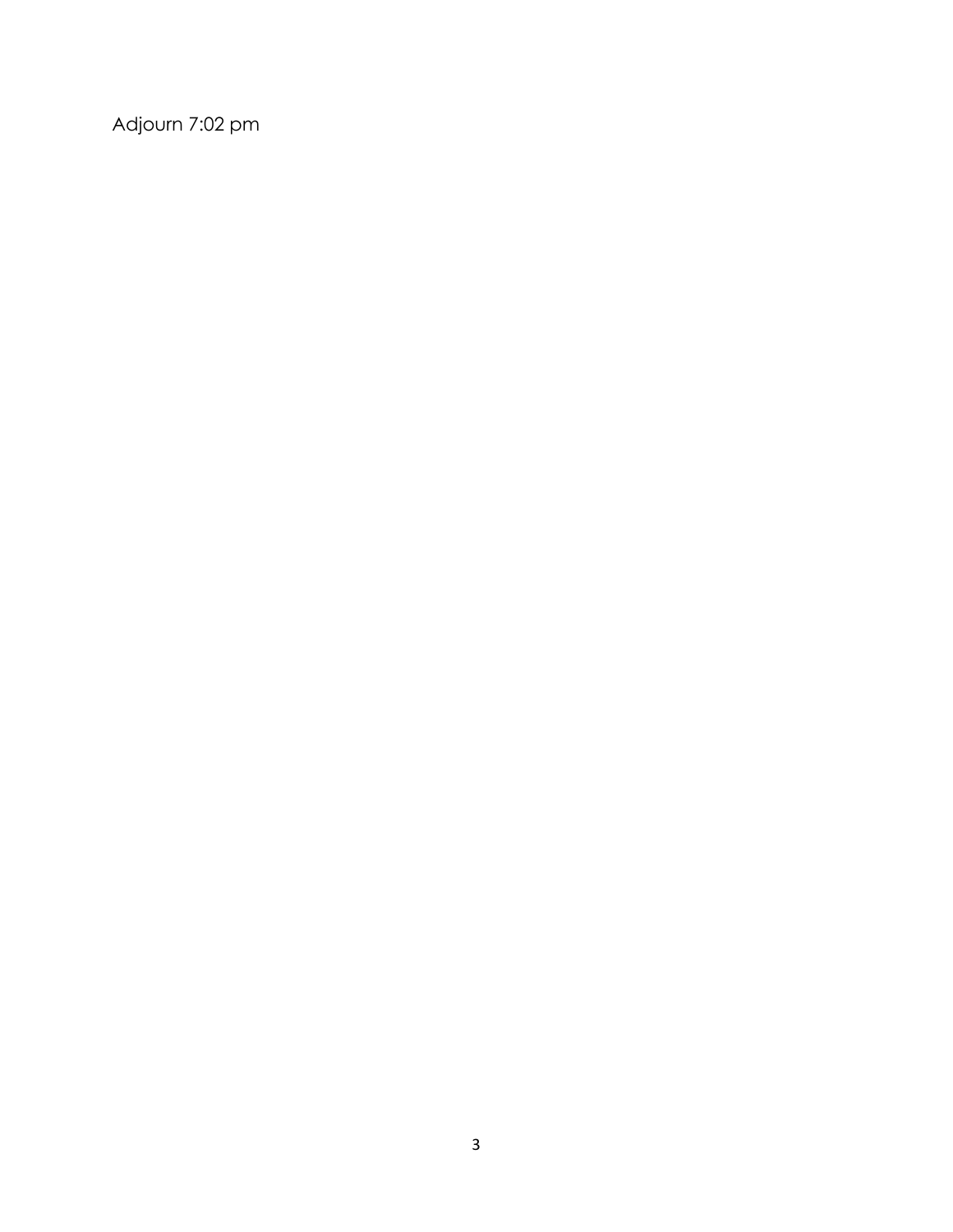Adjourn 7:02 pm